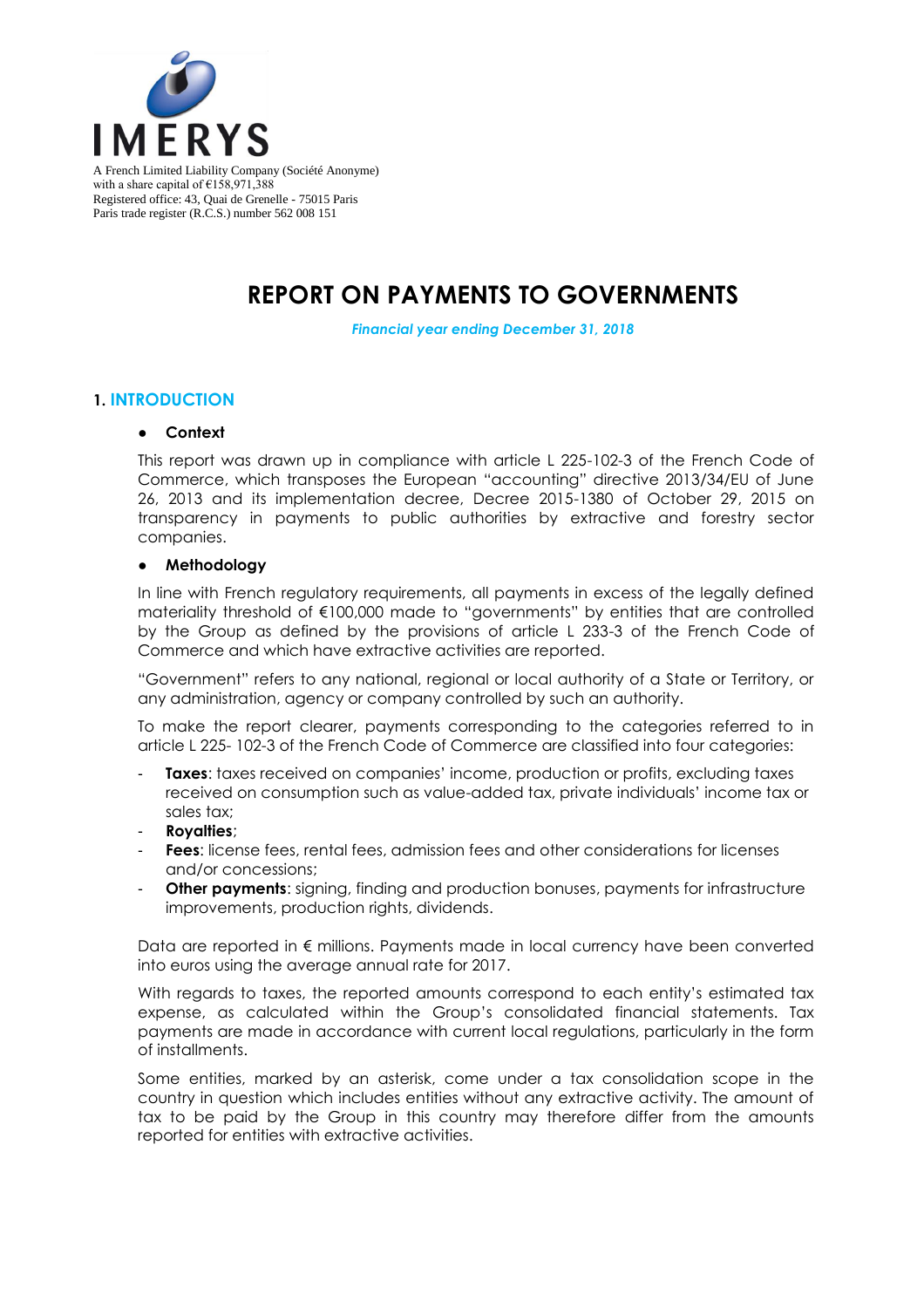IMERYS

A French Limited Liability Company (Société Anonyme)
with a share capital of €158,971,388
Registered office: 43, Quai de Grenelle - 75015 Paris
Paris trade register (R.C.S.) number 562 008 151

# REPORT ON PAYMENTS TO GOVERNMENTS

*Financial year ending December 31, 2018*

## 1. INTRODUCTION

- **Context**

This report was drawn up in compliance with article L 225-102-3 of the French Code of Commerce, which transposes the European "accounting" directive 2013/34/EU of June 26, 2013 and its implementation decree, Decree 2015-1380 of October 29, 2015 on transparency in payments to public authorities by extractive and forestry sector companies.

- **Methodology**

In line with French regulatory requirements, all payments in excess of the legally defined materiality threshold of €100,000 made to "governments" by entities that are controlled by the Group as defined by the provisions of article L 233-3 of the French Code of Commerce and which have extractive activities are reported.

"Government" refers to any national, regional or local authority of a State or Territory, or any administration, agency or company controlled by such an authority.

To make the report clearer, payments corresponding to the categories referred to in article L 225- 102-3 of the French Code of Commerce are classified into four categories:

- **Taxes**: taxes received on companies' income, production or profits, excluding taxes received on consumption such as value-added tax, private individuals' income tax or sales tax;
- **Royalties**;
- **Fees**: license fees, rental fees, admission fees and other considerations for licenses and/or concessions;
- **Other payments**: signing, finding and production bonuses, payments for infrastructure improvements, production rights, dividends.

Data are reported in € millions. Payments made in local currency have been converted into euros using the average annual rate for 2017.

With regards to taxes, the reported amounts correspond to each entity's estimated tax expense, as calculated within the Group's consolidated financial statements. Tax payments are made in accordance with current local regulations, particularly in the form of installments.

Some entities, marked by an asterisk, come under a tax consolidation scope in the country in question which includes entities without any extractive activity. The amount of tax to be paid by the Group in this country may therefore differ from the amounts reported for entities with extractive activities.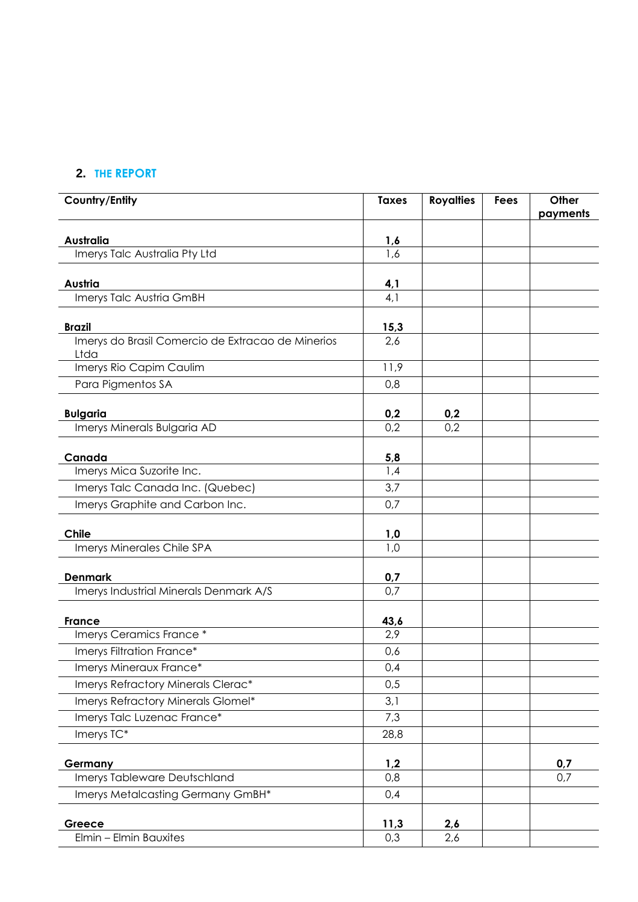## 2. THE REPORT

| Country/Entity | Taxes | Royalties | Fees | Other payments |
|---|---|---|---|---|
| **Australia** | **1,6** | | | |
| Imerys Talc Australia Pty Ltd | 1,6 | | | |
| **Austria** | **4,1** | | | |
| Imerys Talc Austria GmBH | 4,1 | | | |
| **Brazil** | **15,3** | | | |
| Imerys do Brasil Comercio de Extracao de Minerios Ltda | 2,6 | | | |
| Imerys Rio Capim Caulim | 11,9 | | | |
| Para Pigmentos SA | 0,8 | | | |
| **Bulgaria** | **0,2** | **0,2** | | |
| Imerys Minerals Bulgaria AD | 0,2 | 0,2 | | |
| **Canada** | **5,8** | | | |
| Imerys Mica Suzorite Inc. | 1,4 | | | |
| Imerys Talc Canada Inc. (Quebec) | 3,7 | | | |
| Imerys Graphite and Carbon Inc. | 0,7 | | | |
| **Chile** | **1,0** | | | |
| Imerys Minerales Chile SPA | 1,0 | | | |
| **Denmark** | **0,7** | | | |
| Imerys Industrial Minerals Denmark A/S | 0,7 | | | |
| **France** | **43,6** | | | |
| Imerys Ceramics France * | 2,9 | | | |
| Imerys Filtration France* | 0,6 | | | |
| Imerys Mineraux France* | 0,4 | | | |
| Imerys Refractory Minerals Clerac* | 0,5 | | | |
| Imerys Refractory Minerals Glomel* | 3,1 | | | |
| Imerys Talc Luzenac France* | 7,3 | | | |
| Imerys TC* | 28,8 | | | |
| **Germany** | **1,2** | | | **0,7** |
| Imerys Tableware Deutschland | 0,8 | | | 0,7 |
| Imerys Metalcasting Germany GmBH* | 0,4 | | | |
| **Greece** | **11,3** | **2,6** | | |
| Elmin – Elmin Bauxites | 0,3 | 2,6 | | |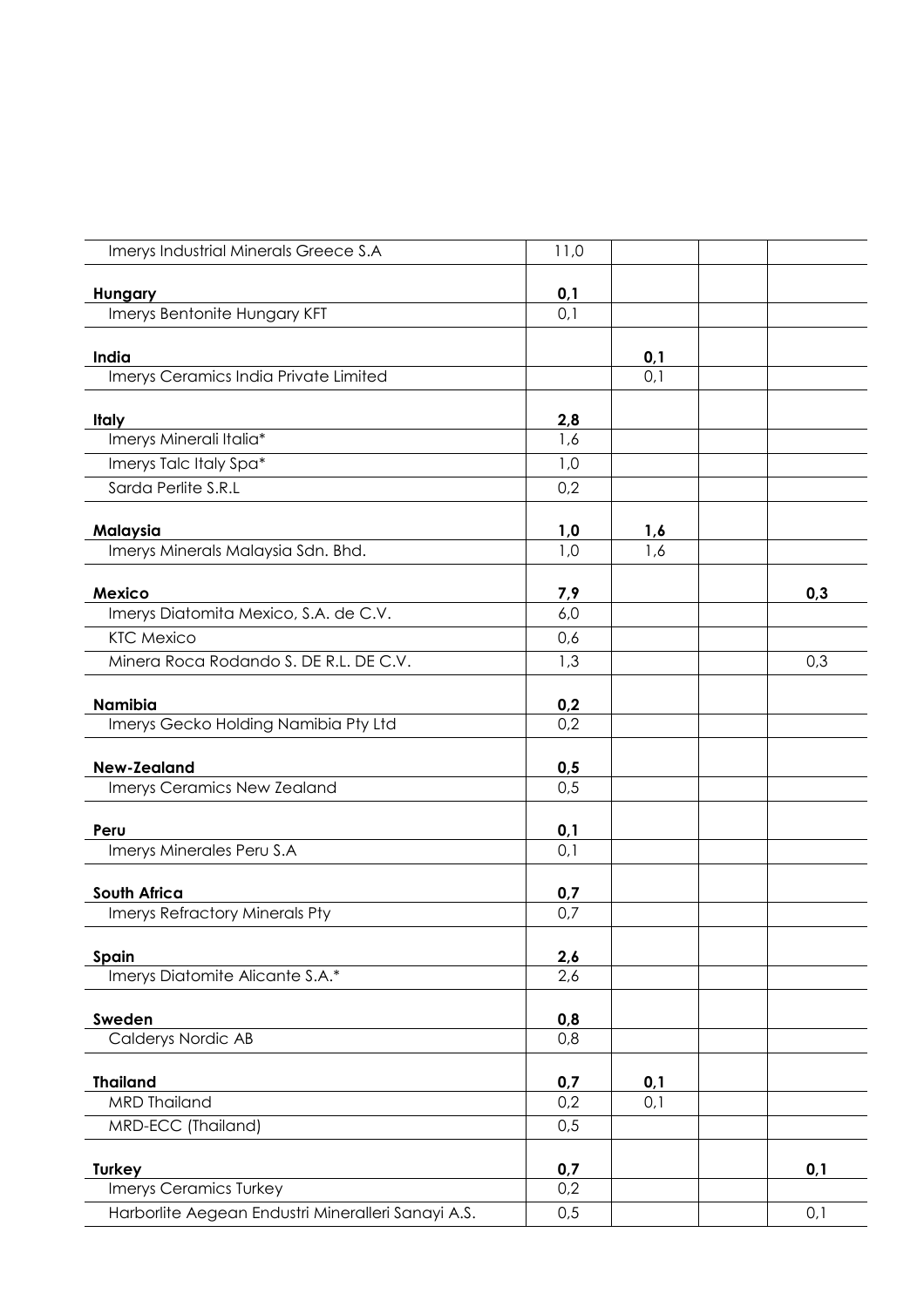| | | | | |
|---|---|---|---|---|
| Imerys Industrial Minerals Greece S.A | 11,0 | | | |
| **Hungary** | **0,1** | | | |
| Imerys Bentonite Hungary KFT | 0,1 | | | |
| **India** | | **0,1** | | |
| Imerys Ceramics India Private Limited | | 0,1 | | |
| **Italy** | **2,8** | | | |
| Imerys Minerali Italia* | 1,6 | | | |
| Imerys Talc Italy Spa* | 1,0 | | | |
| Sarda Perlite S.R.L | 0,2 | | | |
| **Malaysia** | **1,0** | **1,6** | | |
| Imerys Minerals Malaysia Sdn. Bhd. | 1,0 | 1,6 | | |
| **Mexico** | **7,9** | | | **0,3** |
| Imerys Diatomita Mexico, S.A. de C.V. | 6,0 | | | |
| KTC Mexico | 0,6 | | | |
| Minera Roca Rodando S. DE R.L. DE C.V. | 1,3 | | | 0,3 |
| **Namibia** | **0,2** | | | |
| Imerys Gecko Holding Namibia Pty Ltd | 0,2 | | | |
| **New-Zealand** | **0,5** | | | |
| Imerys Ceramics New Zealand | 0,5 | | | |
| **Peru** | **0,1** | | | |
| Imerys Minerales Peru S.A | 0,1 | | | |
| **South Africa** | **0,7** | | | |
| Imerys Refractory Minerals Pty | 0,7 | | | |
| **Spain** | **2,6** | | | |
| Imerys Diatomite Alicante S.A.* | 2,6 | | | |
| **Sweden** | **0,8** | | | |
| Calderys Nordic AB | 0,8 | | | |
| **Thailand** | **0,7** | **0,1** | | |
| MRD Thailand | 0,2 | 0,1 | | |
| MRD-ECC (Thailand) | 0,5 | | | |
| **Turkey** | **0,7** | | | **0,1** |
| Imerys Ceramics Turkey | 0,2 | | | |
| Harborlite Aegean Endustri Mineralleri Sanayi A.S. | 0,5 | | | 0,1 |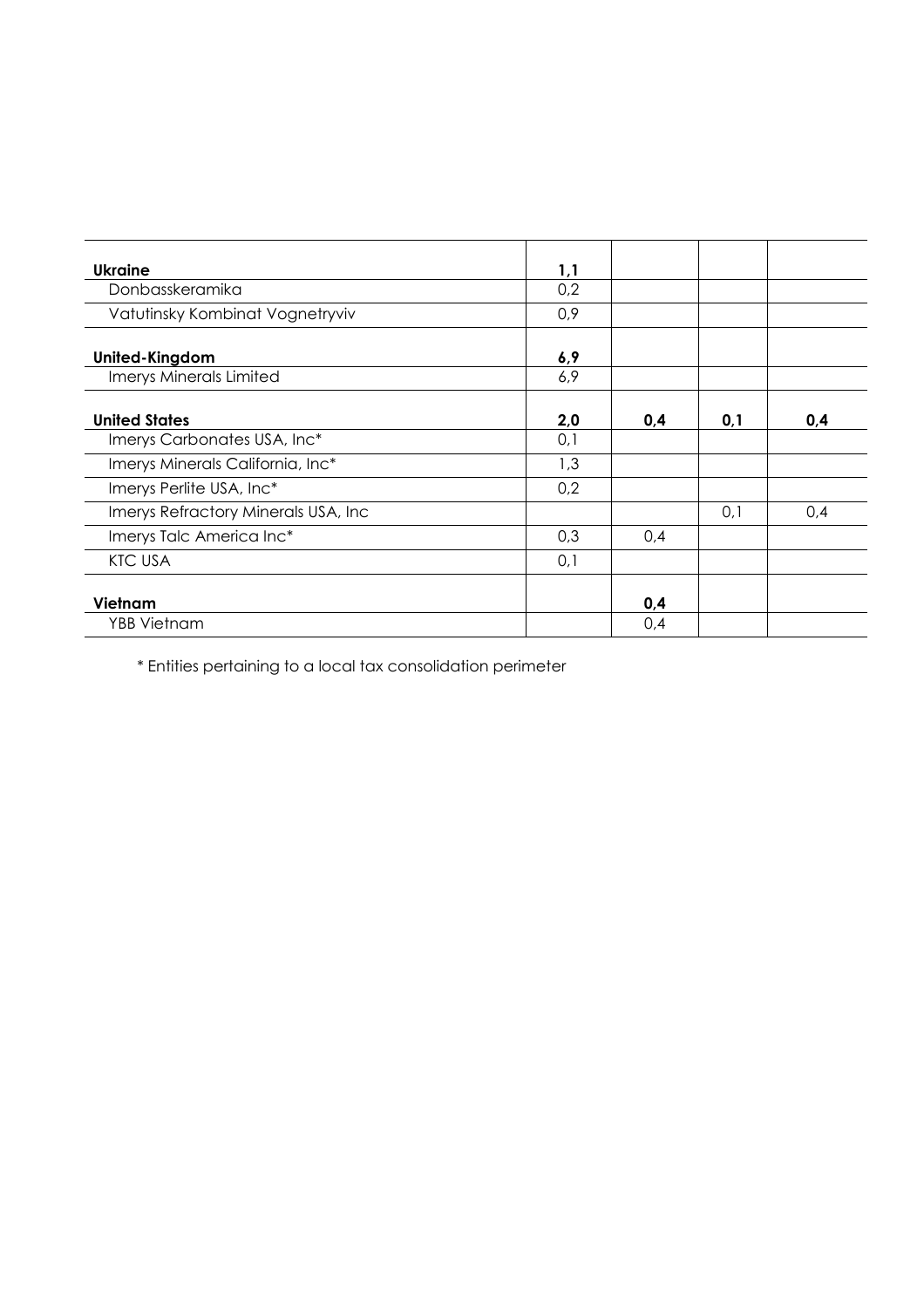| | | | | |
|---|---|---|---|---|
| **Ukraine** | **1,1** | | | |
| Donbasskeramika | 0,2 | | | |
| Vatutinsky Kombinat Vognetryviv | 0,9 | | | |
| **United-Kingdom** | **6,9** | | | |
| Imerys Minerals Limited | 6,9 | | | |
| **United States** | **2,0** | **0,4** | **0,1** | **0,4** |
| Imerys Carbonates USA, Inc* | 0,1 | | | |
| Imerys Minerals California, Inc* | 1,3 | | | |
| Imerys Perlite USA, Inc* | 0,2 | | | |
| Imerys Refractory Minerals USA, Inc | | | 0,1 | 0,4 |
| Imerys Talc America Inc* | 0,3 | 0,4 | | |
| KTC USA | 0,1 | | | |
| **Vietnam** | | **0,4** | | |
| YBB Vietnam | | 0,4 | | |

* Entities pertaining to a local tax consolidation perimeter